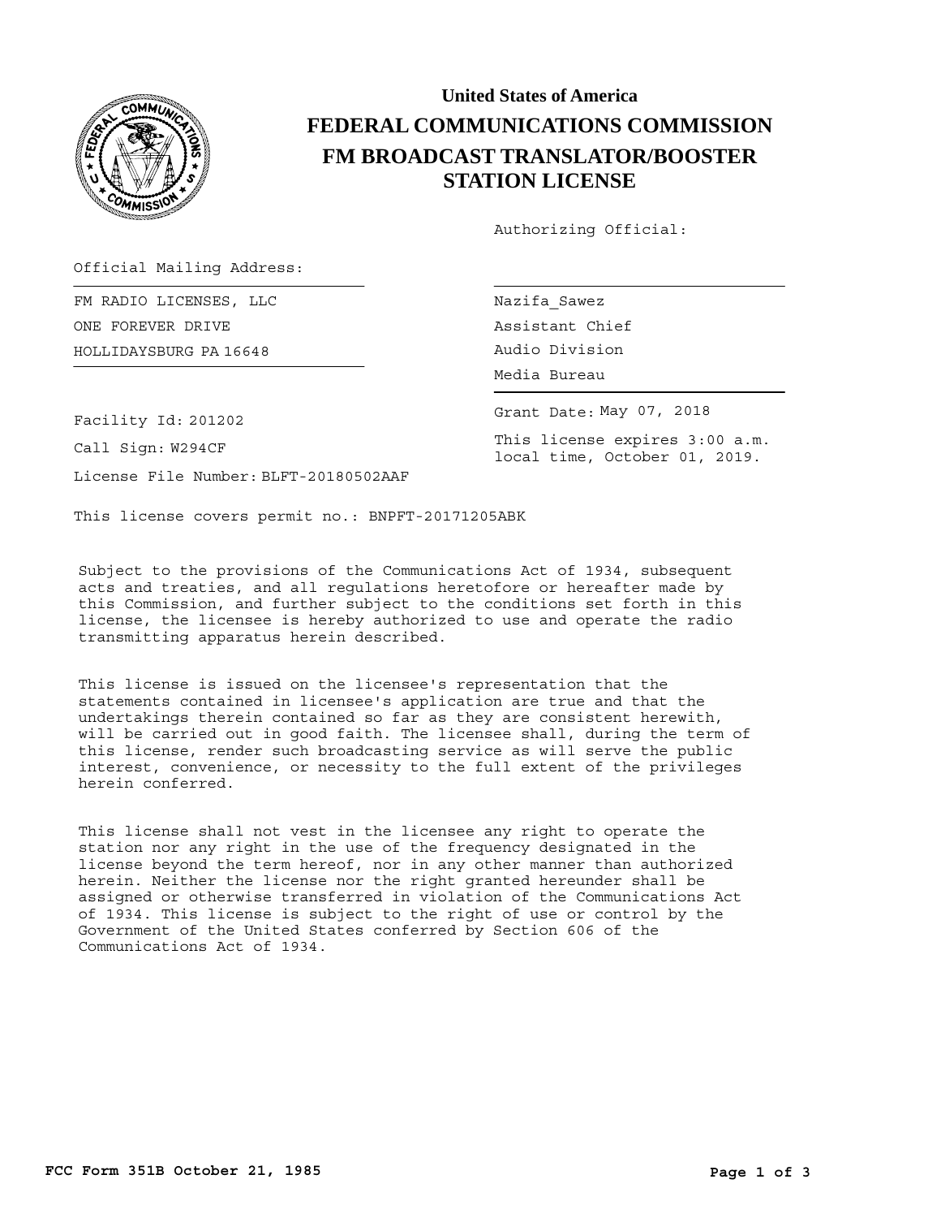# United States of America

# FEDERAL COMMUNICATIONS COMMISSION

## FM BROADCAST TRANSLATOR/BOOSTER STATION LICENSE

Authorizing Official:

Official Mailing Address:

FM RADIO LICENSES, LLC
ONE FOREVER DRIVE
HOLLIDAYSBURG PA 16648

Nazifa_Sawez
Assistant Chief
Audio Division
Media Bureau

Facility Id: 201202

Call Sign: W294CF

License File Number: BLFT-20180502AAF

Grant Date: May 07, 2018

This license expires 3:00 a.m. local time, October 01, 2019.

This license covers permit no.: BNPFT-20171205ABK

Subject to the provisions of the Communications Act of 1934, subsequent acts and treaties, and all regulations heretofore or hereafter made by this Commission, and further subject to the conditions set forth in this license, the licensee is hereby authorized to use and operate the radio transmitting apparatus herein described.

This license is issued on the licensee's representation that the statements contained in licensee's application are true and that the undertakings therein contained so far as they are consistent herewith, will be carried out in good faith. The licensee shall, during the term of this license, render such broadcasting service as will serve the public interest, convenience, or necessity to the full extent of the privileges herein conferred.

This license shall not vest in the licensee any right to operate the station nor any right in the use of the frequency designated in the license beyond the term hereof, nor in any other manner than authorized herein. Neither the license nor the right granted hereunder shall be assigned or otherwise transferred in violation of the Communications Act of 1934. This license is subject to the right of use or control by the Government of the United States conferred by Section 606 of the Communications Act of 1934.

FCC Form 351B October 21, 1985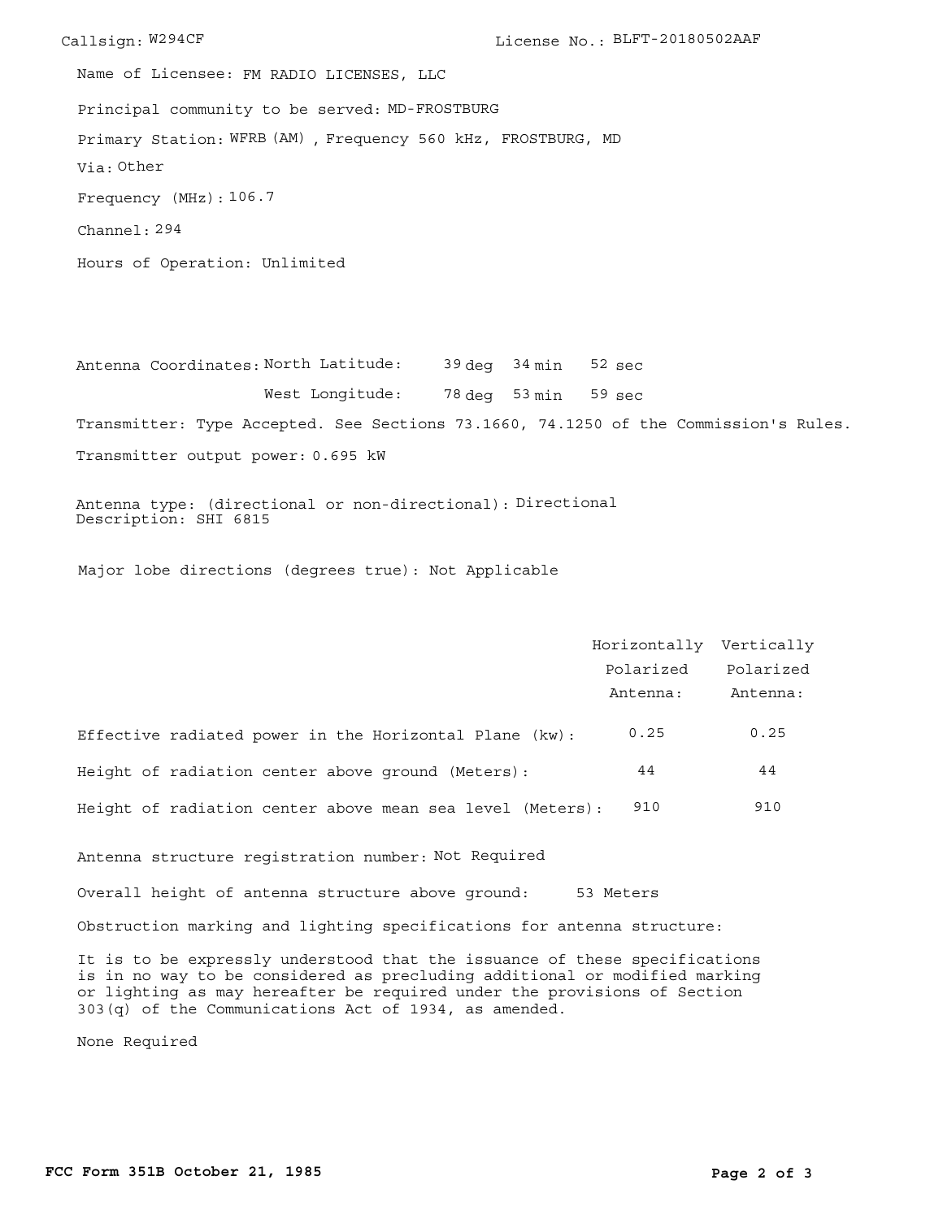Callsign: W294CF License No.: BLFT-20180502AAF

Name of Licensee: FM RADIO LICENSES, LLC

Principal community to be served: MD-FROSTBURG

Primary Station: WFRB (AM) , Frequency 560 kHz, FROSTBURG, MD

Via: Other

Frequency (MHz): 106.7

Channel: 294

Hours of Operation: Unlimited

Antenna Coordinates: North Latitude: 39 deg 34 min 52 sec

West Longitude: 78 deg 53 min 59 sec

Transmitter: Type Accepted. See Sections 73.1660, 74.1250 of the Commission's Rules.

Transmitter output power: 0.695 kW

Antenna type: (directional or non-directional): Directional
Description: SHI 6815

Major lobe directions (degrees true): Not Applicable

| | Horizontally Polarized Antenna: | Vertically Polarized Antenna: |
|---|---|---|
| Effective radiated power in the Horizontal Plane (kw): | 0.25 | 0.25 |
| Height of radiation center above ground (Meters): | 44 | 44 |
| Height of radiation center above mean sea level (Meters): | 910 | 910 |

Antenna structure registration number: Not Required

Overall height of antenna structure above ground: 53 Meters

Obstruction marking and lighting specifications for antenna structure:

It is to be expressly understood that the issuance of these specifications is in no way to be considered as precluding additional or modified marking or lighting as may hereafter be required under the provisions of Section 303(q) of the Communications Act of 1934, as amended.

None Required

FCC Form 351B October 21, 1985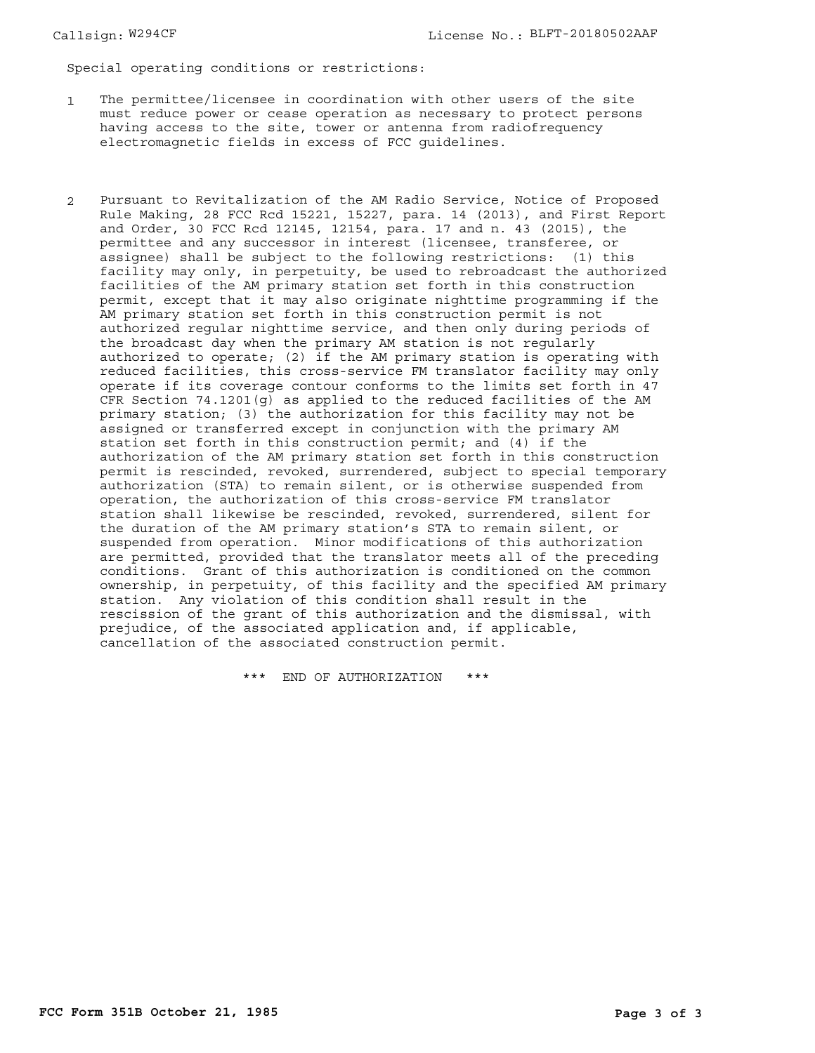Callsign: W294CF License No.: BLFT-20180502AAF

Special operating conditions or restrictions:

1. The permittee/licensee in coordination with other users of the site must reduce power or cease operation as necessary to protect persons having access to the site, tower or antenna from radiofrequency electromagnetic fields in excess of FCC guidelines.

2. Pursuant to Revitalization of the AM Radio Service, Notice of Proposed Rule Making, 28 FCC Rcd 15221, 15227, para. 14 (2013), and First Report and Order, 30 FCC Rcd 12145, 12154, para. 17 and n. 43 (2015), the permittee and any successor in interest (licensee, transferee, or assignee) shall be subject to the following restrictions: (1) this facility may only, in perpetuity, be used to rebroadcast the authorized facilities of the AM primary station set forth in this construction permit, except that it may also originate nighttime programming if the AM primary station set forth in this construction permit is not authorized regular nighttime service, and then only during periods of the broadcast day when the primary AM station is not regularly authorized to operate; (2) if the AM primary station is operating with reduced facilities, this cross-service FM translator facility may only operate if its coverage contour conforms to the limits set forth in 47 CFR Section 74.1201(g) as applied to the reduced facilities of the AM primary station; (3) the authorization for this facility may not be assigned or transferred except in conjunction with the primary AM station set forth in this construction permit; and (4) if the authorization of the AM primary station set forth in this construction permit is rescinded, revoked, surrendered, subject to special temporary authorization (STA) to remain silent, or is otherwise suspended from operation, the authorization of this cross-service FM translator station shall likewise be rescinded, revoked, surrendered, silent for the duration of the AM primary station's STA to remain silent, or suspended from operation. Minor modifications of this authorization are permitted, provided that the translator meets all of the preceding conditions. Grant of this authorization is conditioned on the common ownership, in perpetuity, of this facility and the specified AM primary station. Any violation of this condition shall result in the rescission of the grant of this authorization and the dismissal, with prejudice, of the associated application and, if applicable, cancellation of the associated construction permit.

*** END OF AUTHORIZATION ***

**FCC Form 351B October 21, 1985**